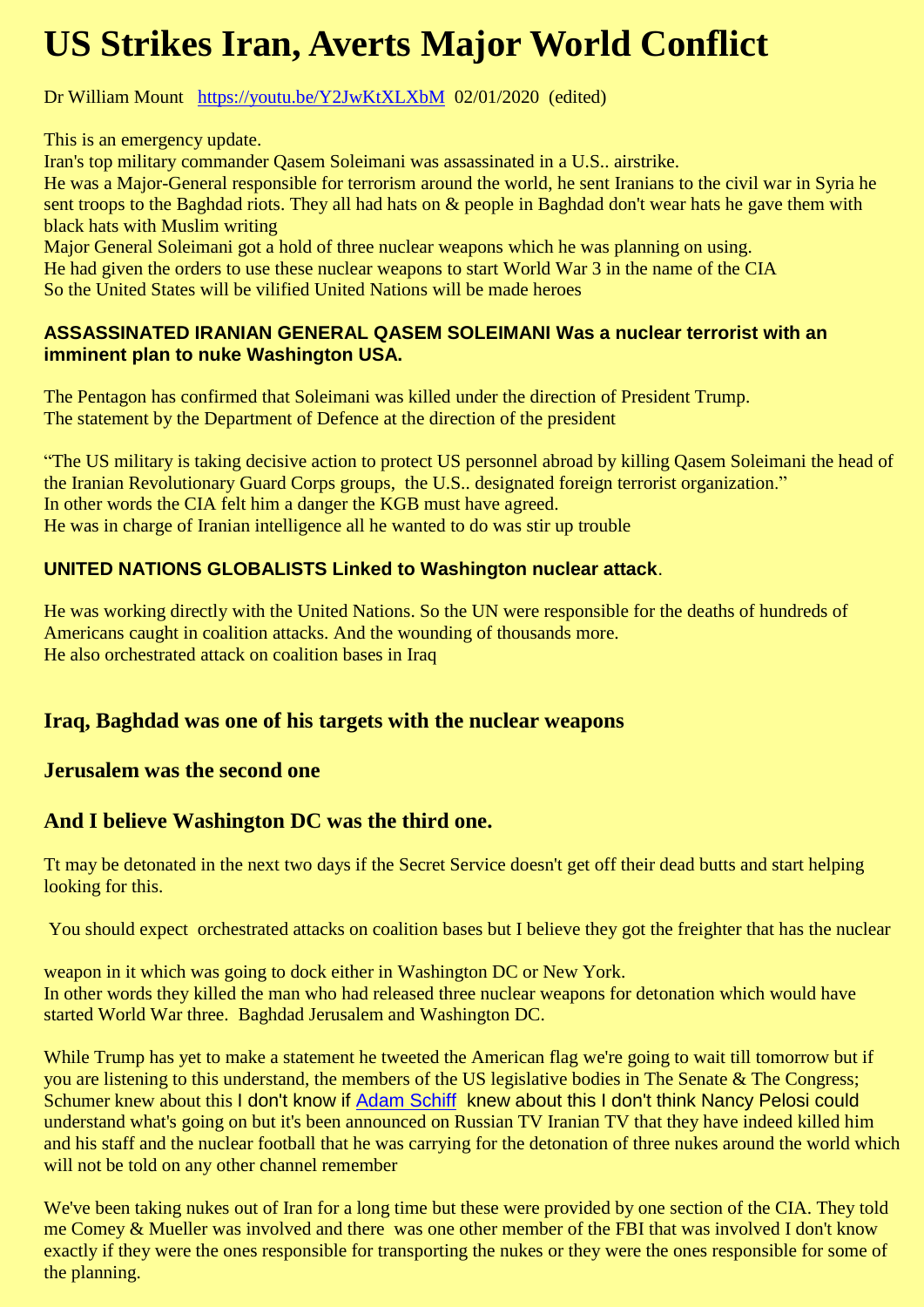# US Strikes Iran, Averts Major World Conflict

Dr William Mount https://youtu.be/Y2JwKtXLXbM 02/01/2020 (edited)

This is an emergency update.
Iran's top military commander Qasem Soleimani was assassinated in a U.S.. airstrike.
He was a Major-General responsible for terrorism around the world, he sent Iranians to the civil war in Syria he sent troops to the Baghdad riots. They all had hats on & people in Baghdad don't wear hats he gave them with black hats with Muslim writing
Major General Soleimani got a hold of three nuclear weapons which he was planning on using.
He had given the orders to use these nuclear weapons to start World War 3 in the name of the CIA
So the United States will be vilified United Nations will be made heroes

**ASSASSINATED IRANIAN GENERAL QASEM SOLEIMANI Was a nuclear terrorist with an imminent plan to nuke Washington USA.**

The Pentagon has confirmed that Soleimani was killed under the direction of President Trump.
The statement by the Department of Defence at the direction of the president

"The US military is taking decisive action to protect US personnel abroad by killing Qasem Soleimani the head of the Iranian Revolutionary Guard Corps groups, the U.S.. designated foreign terrorist organization."
In other words the CIA felt him a danger the KGB must have agreed.
He was in charge of Iranian intelligence all he wanted to do was stir up trouble

**UNITED NATIONS GLOBALISTS Linked to Washington nuclear attack**.

He was working directly with the United Nations. So the UN were responsible for the deaths of hundreds of Americans caught in coalition attacks. And the wounding of thousands more.
He also orchestrated attack on coalition bases in Iraq

### Iraq, Baghdad was one of his targets with the nuclear weapons

### Jerusalem was the second one

### And I believe Washington DC was the third one.

Tt may be detonated in the next two days if the Secret Service doesn't get off their dead butts and start helping looking for this.

You should expect orchestrated attacks on coalition bases but I believe they got the freighter that has the nuclear weapon in it which was going to dock either in Washington DC or New York.
In other words they killed the man who had released three nuclear weapons for detonation which would have started World War three. Baghdad Jerusalem and Washington DC.

While Trump has yet to make a statement he tweeted the American flag we're going to wait till tomorrow but if you are listening to this understand, the members of the US legislative bodies in The Senate & The Congress; Schumer knew about this I don't know if Adam Schiff knew about this I don't think Nancy Pelosi could understand what's going on but it's been announced on Russian TV Iranian TV that they have indeed killed him and his staff and the nuclear football that he was carrying for the detonation of three nukes around the world which will not be told on any other channel remember

We've been taking nukes out of Iran for a long time but these were provided by one section of the CIA. They told me Comey & Mueller was involved and there was one other member of the FBI that was involved I don't know exactly if they were the ones responsible for transporting the nukes or they were the ones responsible for some of the planning.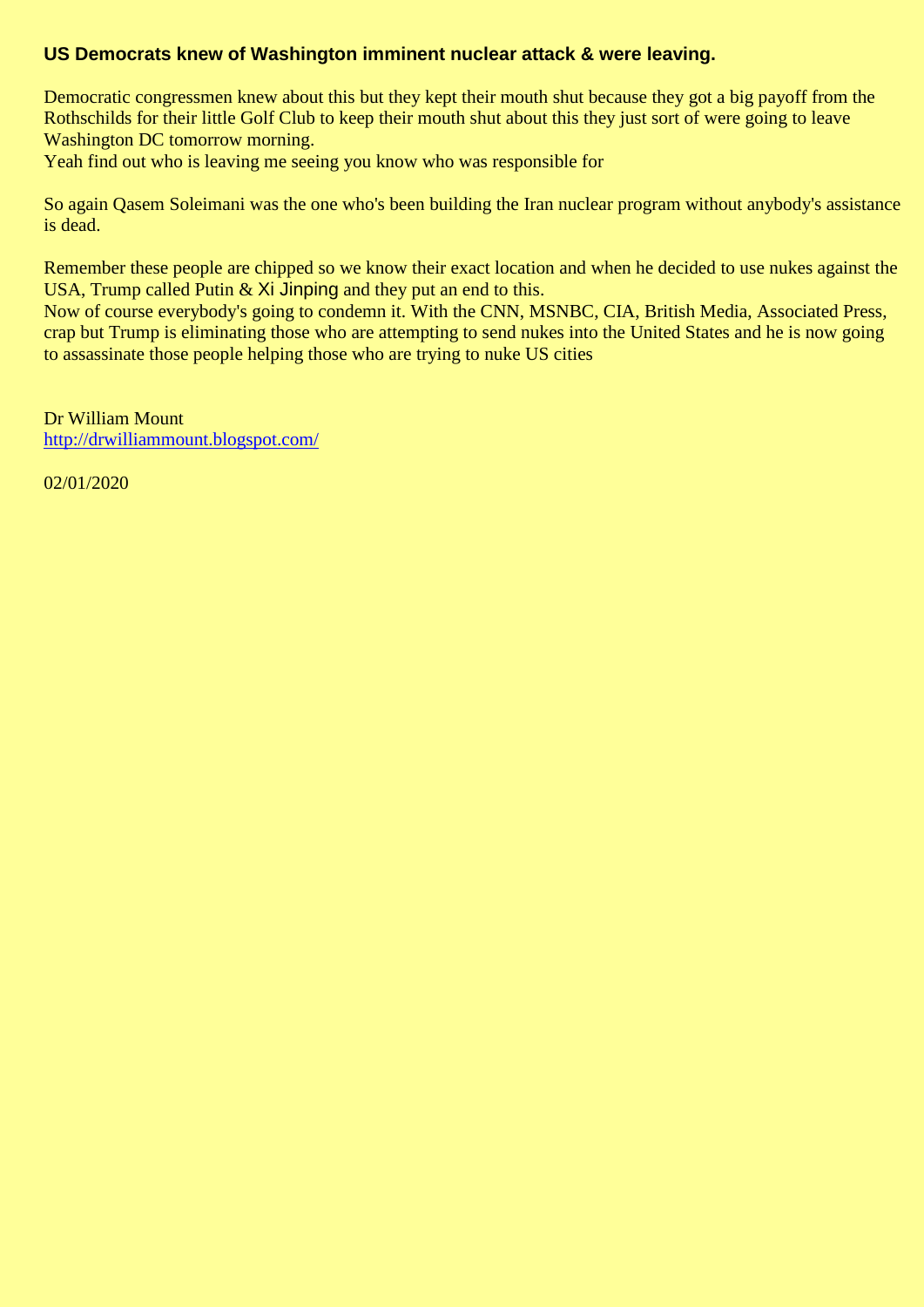**US Democrats knew of Washington imminent nuclear attack & were leaving.**

Democratic congressmen knew about this but they kept their mouth shut because they got a big payoff from the Rothschilds for their little Golf Club to keep their mouth shut about this they just sort of were going to leave Washington DC tomorrow morning.
Yeah find out who is leaving me seeing you know who was responsible for

So again Qasem Soleimani was the one who's been building the Iran nuclear program without anybody's assistance is dead.

Remember these people are chipped so we know their exact location and when he decided to use nukes against the USA, Trump called Putin & Xi Jinping and they put an end to this.
Now of course everybody's going to condemn it. With the CNN, MSNBC, CIA, British Media, Associated Press, crap but Trump is eliminating those who are attempting to send nukes into the United States and he is now going to assassinate those people helping those who are trying to nuke US cities

Dr William Mount
http://drwilliammount.blogspot.com/

02/01/2020